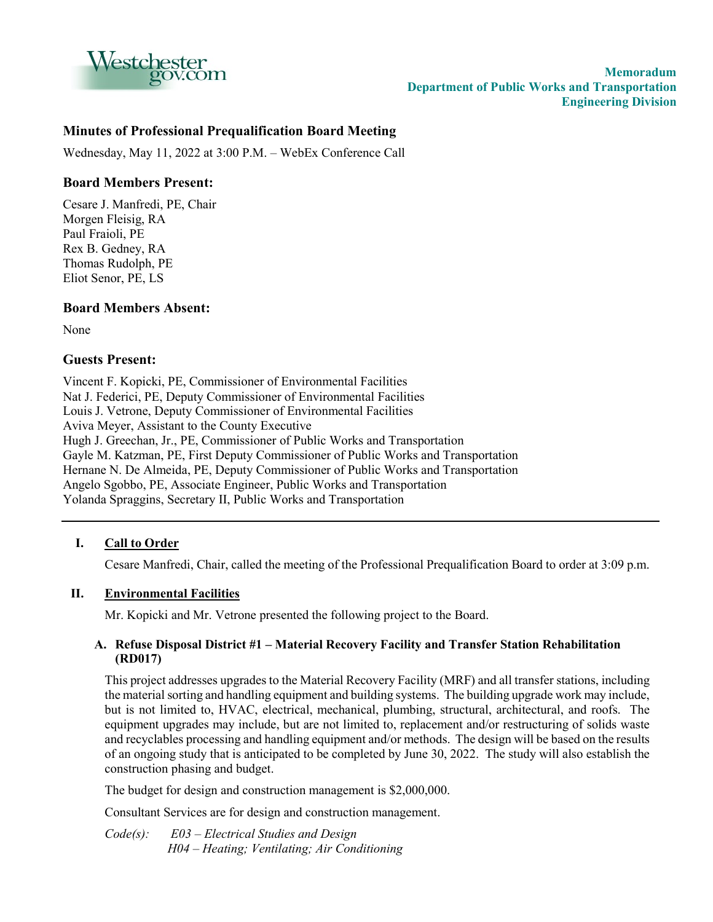Westchester gov.com

**Memoradum**
**Department of Public Works and Transportation**
**Engineering Division**

## Minutes of Professional Prequalification Board Meeting

Wednesday, May 11, 2022 at 3:00 P.M. – WebEx Conference Call

### Board Members Present:

Cesare J. Manfredi, PE, Chair
Morgen Fleisig, RA
Paul Fraioli, PE
Rex B. Gedney, RA
Thomas Rudolph, PE
Eliot Senor, PE, LS

### Board Members Absent:

None

### Guests Present:

Vincent F. Kopicki, PE, Commissioner of Environmental Facilities
Nat J. Federici, PE, Deputy Commissioner of Environmental Facilities
Louis J. Vetrone, Deputy Commissioner of Environmental Facilities
Aviva Meyer, Assistant to the County Executive
Hugh J. Greechan, Jr., PE, Commissioner of Public Works and Transportation
Gayle M. Katzman, PE, First Deputy Commissioner of Public Works and Transportation
Hernane N. De Almeida, PE, Deputy Commissioner of Public Works and Transportation
Angelo Sgobbo, PE, Associate Engineer, Public Works and Transportation
Yolanda Spraggins, Secretary II, Public Works and Transportation

---

**I. Call to Order**

Cesare Manfredi, Chair, called the meeting of the Professional Prequalification Board to order at 3:09 p.m.

**II. Environmental Facilities**

Mr. Kopicki and Mr. Vetrone presented the following project to the Board.

**A. Refuse Disposal District #1 – Material Recovery Facility and Transfer Station Rehabilitation (RD017)**

This project addresses upgrades to the Material Recovery Facility (MRF) and all transfer stations, including the material sorting and handling equipment and building systems. The building upgrade work may include, but is not limited to, HVAC, electrical, mechanical, plumbing, structural, architectural, and roofs. The equipment upgrades may include, but are not limited to, replacement and/or restructuring of solids waste and recyclables processing and handling equipment and/or methods. The design will be based on the results of an ongoing study that is anticipated to be completed by June 30, 2022. The study will also establish the construction phasing and budget.

The budget for design and construction management is $2,000,000.

Consultant Services are for design and construction management.

*Code(s): E03 – Electrical Studies and Design*
*H04 – Heating; Ventilating; Air Conditioning*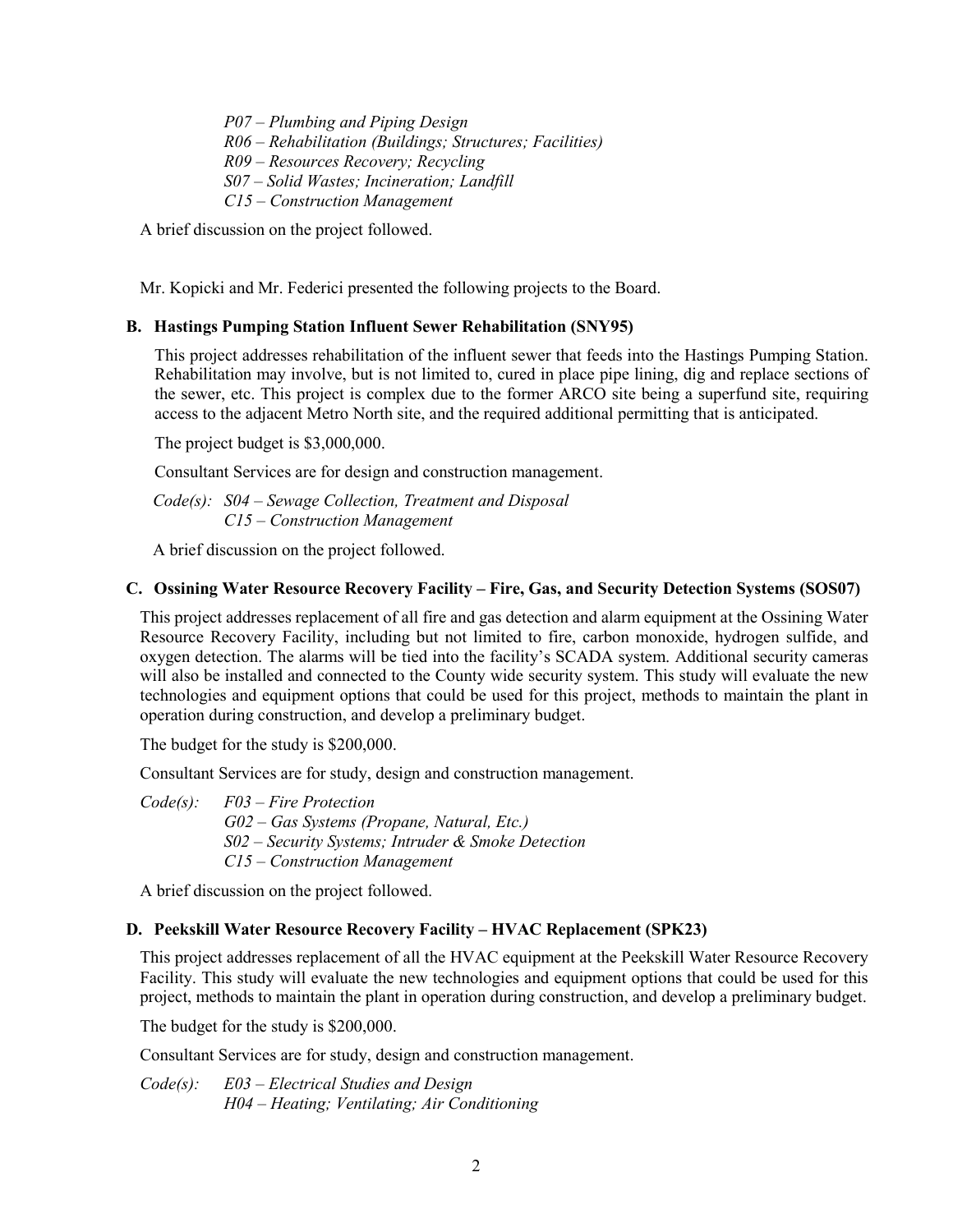*P07 – Plumbing and Piping Design*
*R06 – Rehabilitation (Buildings; Structures; Facilities)*
*R09 – Resources Recovery; Recycling*
*S07 – Solid Wastes; Incineration; Landfill*
*C15 – Construction Management*

A brief discussion on the project followed.

Mr. Kopicki and Mr. Federici presented the following projects to the Board.

**B. Hastings Pumping Station Influent Sewer Rehabilitation (SNY95)**

This project addresses rehabilitation of the influent sewer that feeds into the Hastings Pumping Station. Rehabilitation may involve, but is not limited to, cured in place pipe lining, dig and replace sections of the sewer, etc. This project is complex due to the former ARCO site being a superfund site, requiring access to the adjacent Metro North site, and the required additional permitting that is anticipated.

The project budget is $3,000,000.

Consultant Services are for design and construction management.

*Code(s): S04 – Sewage Collection, Treatment and Disposal*
*C15 – Construction Management*

A brief discussion on the project followed.

**C. Ossining Water Resource Recovery Facility – Fire, Gas, and Security Detection Systems (SOS07)**

This project addresses replacement of all fire and gas detection and alarm equipment at the Ossining Water Resource Recovery Facility, including but not limited to fire, carbon monoxide, hydrogen sulfide, and oxygen detection. The alarms will be tied into the facility's SCADA system. Additional security cameras will also be installed and connected to the County wide security system. This study will evaluate the new technologies and equipment options that could be used for this project, methods to maintain the plant in operation during construction, and develop a preliminary budget.

The budget for the study is $200,000.

Consultant Services are for study, design and construction management.

*Code(s): F03 – Fire Protection*
*G02 – Gas Systems (Propane, Natural, Etc.)*
*S02 – Security Systems; Intruder & Smoke Detection*
*C15 – Construction Management*

A brief discussion on the project followed.

**D. Peekskill Water Resource Recovery Facility – HVAC Replacement (SPK23)**

This project addresses replacement of all the HVAC equipment at the Peekskill Water Resource Recovery Facility. This study will evaluate the new technologies and equipment options that could be used for this project, methods to maintain the plant in operation during construction, and develop a preliminary budget.

The budget for the study is $200,000.

Consultant Services are for study, design and construction management.

*Code(s): E03 – Electrical Studies and Design*
*H04 – Heating; Ventilating; Air Conditioning*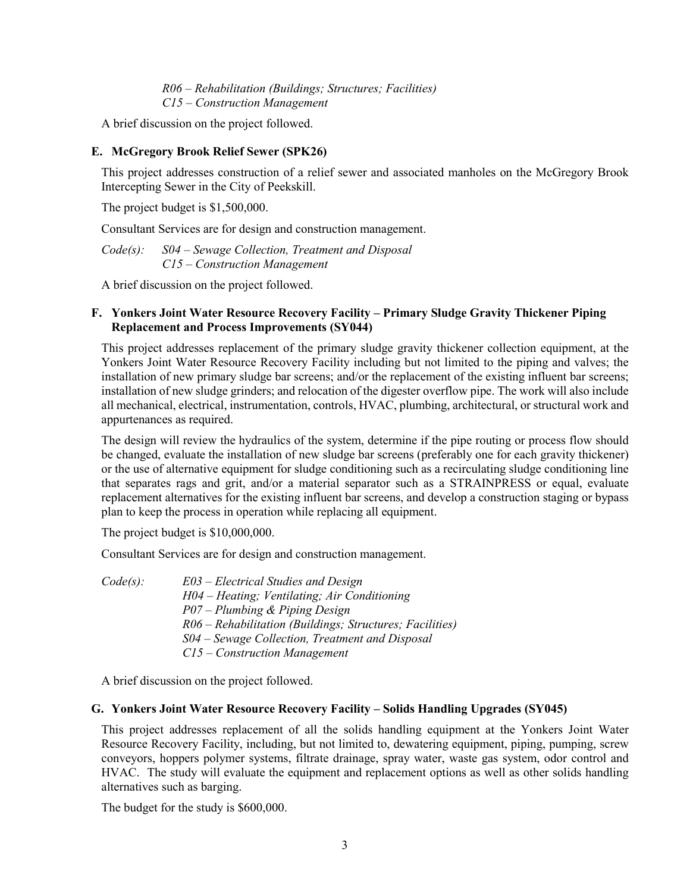*R06 – Rehabilitation (Buildings; Structures; Facilities)*
*C15 – Construction Management*

A brief discussion on the project followed.

### E. McGregory Brook Relief Sewer (SPK26)

This project addresses construction of a relief sewer and associated manholes on the McGregory Brook Intercepting Sewer in the City of Peekskill.

The project budget is $1,500,000.

Consultant Services are for design and construction management.

*Code(s): S04 – Sewage Collection, Treatment and Disposal*
*C15 – Construction Management*

A brief discussion on the project followed.

### F. Yonkers Joint Water Resource Recovery Facility – Primary Sludge Gravity Thickener Piping Replacement and Process Improvements (SY044)

This project addresses replacement of the primary sludge gravity thickener collection equipment, at the Yonkers Joint Water Resource Recovery Facility including but not limited to the piping and valves; the installation of new primary sludge bar screens; and/or the replacement of the existing influent bar screens; installation of new sludge grinders; and relocation of the digester overflow pipe. The work will also include all mechanical, electrical, instrumentation, controls, HVAC, plumbing, architectural, or structural work and appurtenances as required.

The design will review the hydraulics of the system, determine if the pipe routing or process flow should be changed, evaluate the installation of new sludge bar screens (preferably one for each gravity thickener) or the use of alternative equipment for sludge conditioning such as a recirculating sludge conditioning line that separates rags and grit, and/or a material separator such as a STRAINPRESS or equal, evaluate replacement alternatives for the existing influent bar screens, and develop a construction staging or bypass plan to keep the process in operation while replacing all equipment.

The project budget is $10,000,000.

Consultant Services are for design and construction management.

*Code(s): E03 – Electrical Studies and Design*
*H04 – Heating; Ventilating; Air Conditioning*
*P07 – Plumbing & Piping Design*
*R06 – Rehabilitation (Buildings; Structures; Facilities)*
*S04 – Sewage Collection, Treatment and Disposal*
*C15 – Construction Management*

A brief discussion on the project followed.

### G. Yonkers Joint Water Resource Recovery Facility – Solids Handling Upgrades (SY045)

This project addresses replacement of all the solids handling equipment at the Yonkers Joint Water Resource Recovery Facility, including, but not limited to, dewatering equipment, piping, pumping, screw conveyors, hoppers polymer systems, filtrate drainage, spray water, waste gas system, odor control and HVAC. The study will evaluate the equipment and replacement options as well as other solids handling alternatives such as barging.

The budget for the study is $600,000.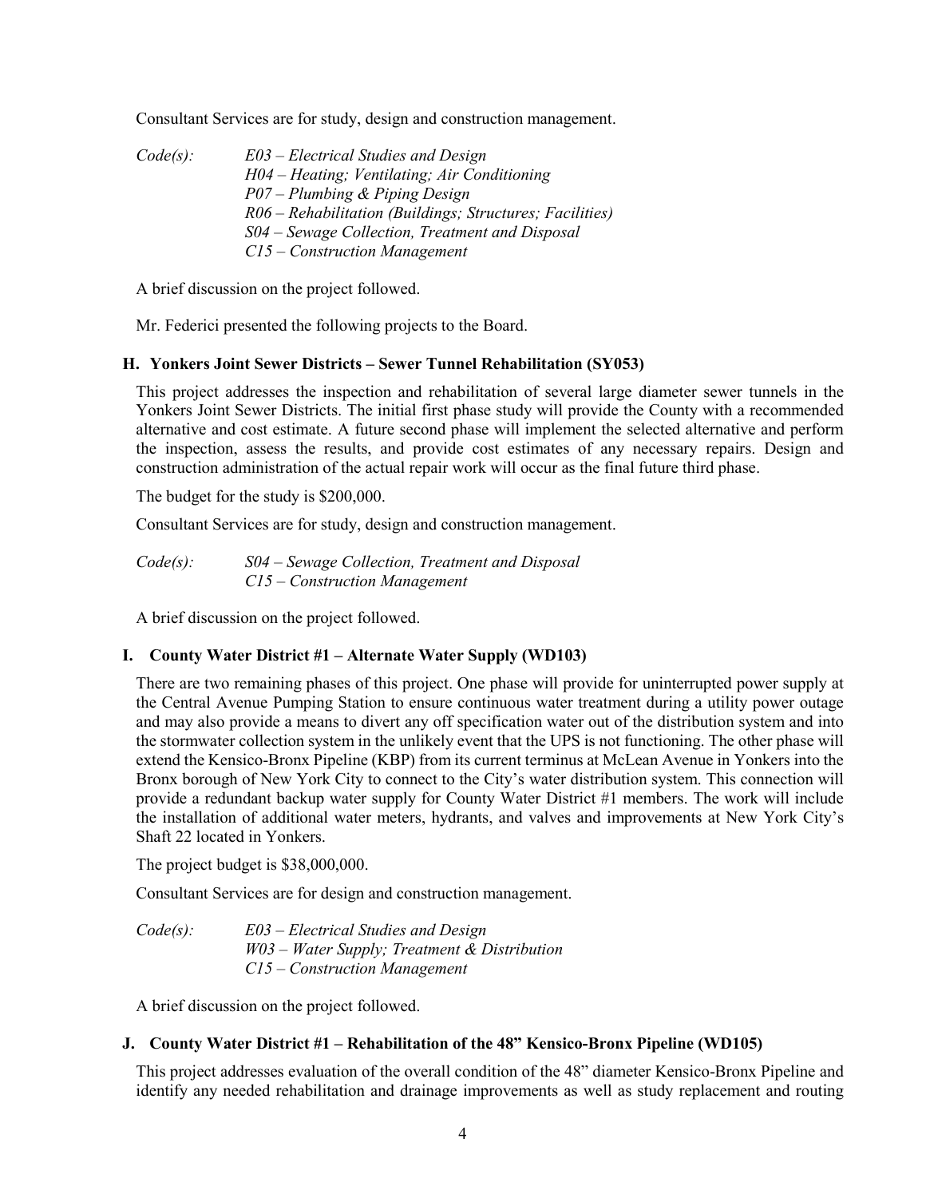Consultant Services are for study, design and construction management.

*Code(s):* *E03 – Electrical Studies and Design*
*H04 – Heating; Ventilating; Air Conditioning*
*P07 – Plumbing & Piping Design*
*R06 – Rehabilitation (Buildings; Structures; Facilities)*
*S04 – Sewage Collection, Treatment and Disposal*
*C15 – Construction Management*

A brief discussion on the project followed.

Mr. Federici presented the following projects to the Board.

### H. Yonkers Joint Sewer Districts – Sewer Tunnel Rehabilitation (SY053)

This project addresses the inspection and rehabilitation of several large diameter sewer tunnels in the Yonkers Joint Sewer Districts. The initial first phase study will provide the County with a recommended alternative and cost estimate. A future second phase will implement the selected alternative and perform the inspection, assess the results, and provide cost estimates of any necessary repairs. Design and construction administration of the actual repair work will occur as the final future third phase.

The budget for the study is $200,000.

Consultant Services are for study, design and construction management.

*Code(s):* *S04 – Sewage Collection, Treatment and Disposal*
*C15 – Construction Management*

A brief discussion on the project followed.

### I. County Water District #1 – Alternate Water Supply (WD103)

There are two remaining phases of this project. One phase will provide for uninterrupted power supply at the Central Avenue Pumping Station to ensure continuous water treatment during a utility power outage and may also provide a means to divert any off specification water out of the distribution system and into the stormwater collection system in the unlikely event that the UPS is not functioning. The other phase will extend the Kensico-Bronx Pipeline (KBP) from its current terminus at McLean Avenue in Yonkers into the Bronx borough of New York City to connect to the City's water distribution system. This connection will provide a redundant backup water supply for County Water District #1 members. The work will include the installation of additional water meters, hydrants, and valves and improvements at New York City's Shaft 22 located in Yonkers.

The project budget is $38,000,000.

Consultant Services are for design and construction management.

*Code(s):* *E03 – Electrical Studies and Design*
*W03 – Water Supply; Treatment & Distribution*
*C15 – Construction Management*

A brief discussion on the project followed.

### J. County Water District #1 – Rehabilitation of the 48" Kensico-Bronx Pipeline (WD105)

This project addresses evaluation of the overall condition of the 48" diameter Kensico-Bronx Pipeline and identify any needed rehabilitation and drainage improvements as well as study replacement and routing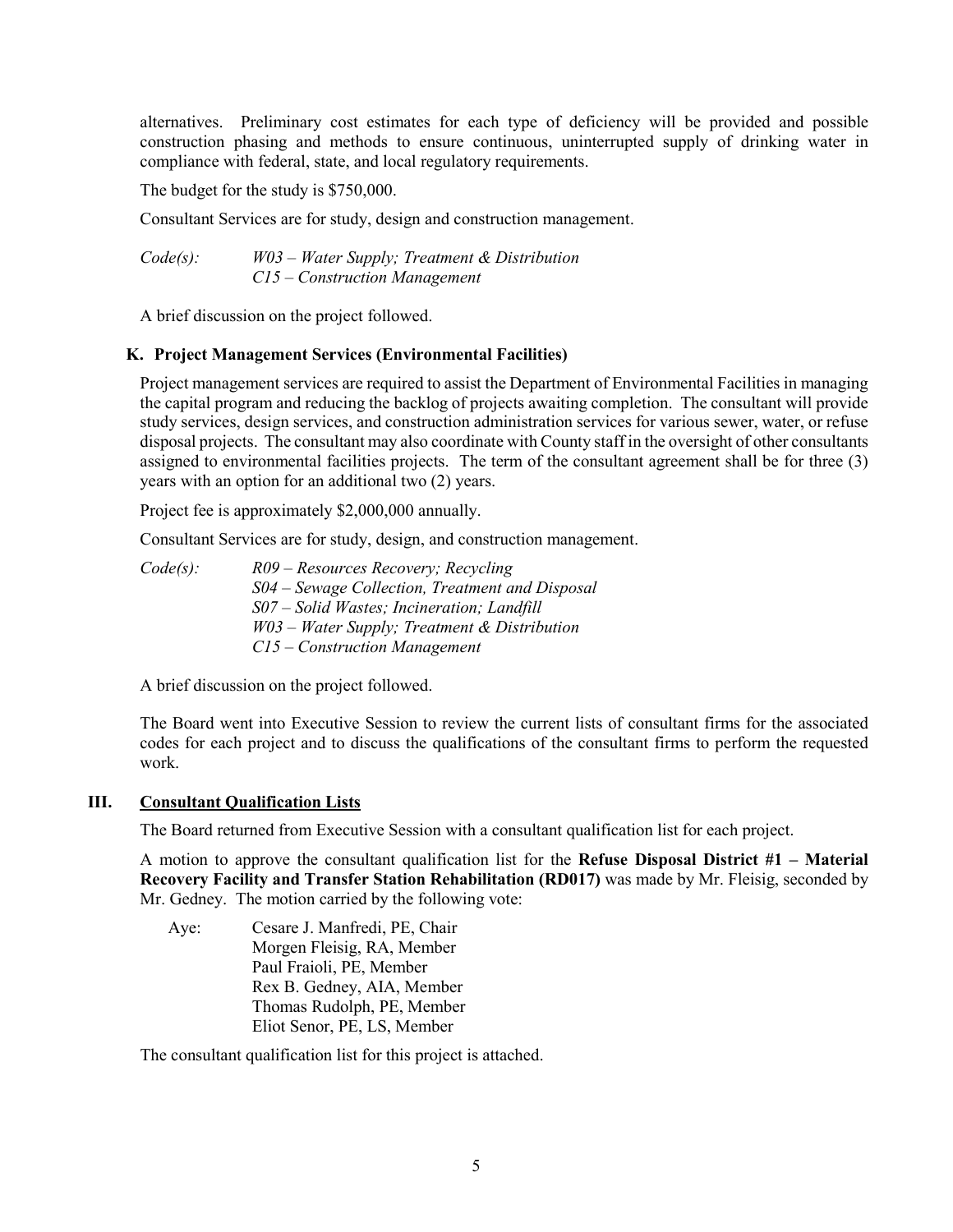alternatives. Preliminary cost estimates for each type of deficiency will be provided and possible construction phasing and methods to ensure continuous, uninterrupted supply of drinking water in compliance with federal, state, and local regulatory requirements.

The budget for the study is $750,000.

Consultant Services are for study, design and construction management.

*Code(s):* *W03 – Water Supply; Treatment & Distribution*
*C15 – Construction Management*

A brief discussion on the project followed.

### K. Project Management Services (Environmental Facilities)

Project management services are required to assist the Department of Environmental Facilities in managing the capital program and reducing the backlog of projects awaiting completion. The consultant will provide study services, design services, and construction administration services for various sewer, water, or refuse disposal projects. The consultant may also coordinate with County staff in the oversight of other consultants assigned to environmental facilities projects. The term of the consultant agreement shall be for three (3) years with an option for an additional two (2) years.

Project fee is approximately $2,000,000 annually.

Consultant Services are for study, design, and construction management.

*Code(s):* *R09 – Resources Recovery; Recycling*
*S04 – Sewage Collection, Treatment and Disposal*
*S07 – Solid Wastes; Incineration; Landfill*
*W03 – Water Supply; Treatment & Distribution*
*C15 – Construction Management*

A brief discussion on the project followed.

The Board went into Executive Session to review the current lists of consultant firms for the associated codes for each project and to discuss the qualifications of the consultant firms to perform the requested work.

## III. Consultant Qualification Lists

The Board returned from Executive Session with a consultant qualification list for each project.

A motion to approve the consultant qualification list for the **Refuse Disposal District #1 – Material Recovery Facility and Transfer Station Rehabilitation (RD017)** was made by Mr. Fleisig, seconded by Mr. Gedney. The motion carried by the following vote:

Aye: Cesare J. Manfredi, PE, Chair
Morgen Fleisig, RA, Member
Paul Fraioli, PE, Member
Rex B. Gedney, AIA, Member
Thomas Rudolph, PE, Member
Eliot Senor, PE, LS, Member

The consultant qualification list for this project is attached.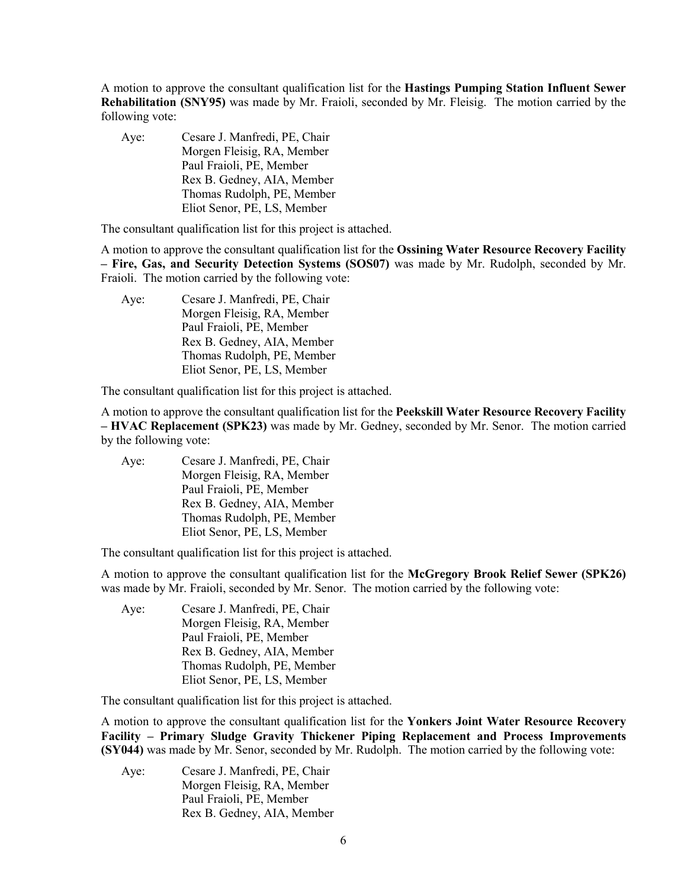A motion to approve the consultant qualification list for the **Hastings Pumping Station Influent Sewer Rehabilitation (SNY95)** was made by Mr. Fraioli, seconded by Mr. Fleisig. The motion carried by the following vote:

Aye: Cesare J. Manfredi, PE, Chair
Morgen Fleisig, RA, Member
Paul Fraioli, PE, Member
Rex B. Gedney, AIA, Member
Thomas Rudolph, PE, Member
Eliot Senor, PE, LS, Member

The consultant qualification list for this project is attached.

A motion to approve the consultant qualification list for the **Ossining Water Resource Recovery Facility – Fire, Gas, and Security Detection Systems (SOS07)** was made by Mr. Rudolph, seconded by Mr. Fraioli. The motion carried by the following vote:

Aye: Cesare J. Manfredi, PE, Chair
Morgen Fleisig, RA, Member
Paul Fraioli, PE, Member
Rex B. Gedney, AIA, Member
Thomas Rudolph, PE, Member
Eliot Senor, PE, LS, Member

The consultant qualification list for this project is attached.

A motion to approve the consultant qualification list for the **Peekskill Water Resource Recovery Facility – HVAC Replacement (SPK23)** was made by Mr. Gedney, seconded by Mr. Senor. The motion carried by the following vote:

Aye: Cesare J. Manfredi, PE, Chair
Morgen Fleisig, RA, Member
Paul Fraioli, PE, Member
Rex B. Gedney, AIA, Member
Thomas Rudolph, PE, Member
Eliot Senor, PE, LS, Member

The consultant qualification list for this project is attached.

A motion to approve the consultant qualification list for the **McGregory Brook Relief Sewer (SPK26)** was made by Mr. Fraioli, seconded by Mr. Senor. The motion carried by the following vote:

Aye: Cesare J. Manfredi, PE, Chair
Morgen Fleisig, RA, Member
Paul Fraioli, PE, Member
Rex B. Gedney, AIA, Member
Thomas Rudolph, PE, Member
Eliot Senor, PE, LS, Member

The consultant qualification list for this project is attached.

A motion to approve the consultant qualification list for the **Yonkers Joint Water Resource Recovery Facility – Primary Sludge Gravity Thickener Piping Replacement and Process Improvements (SY044)** was made by Mr. Senor, seconded by Mr. Rudolph. The motion carried by the following vote:

Aye: Cesare J. Manfredi, PE, Chair
Morgen Fleisig, RA, Member
Paul Fraioli, PE, Member
Rex B. Gedney, AIA, Member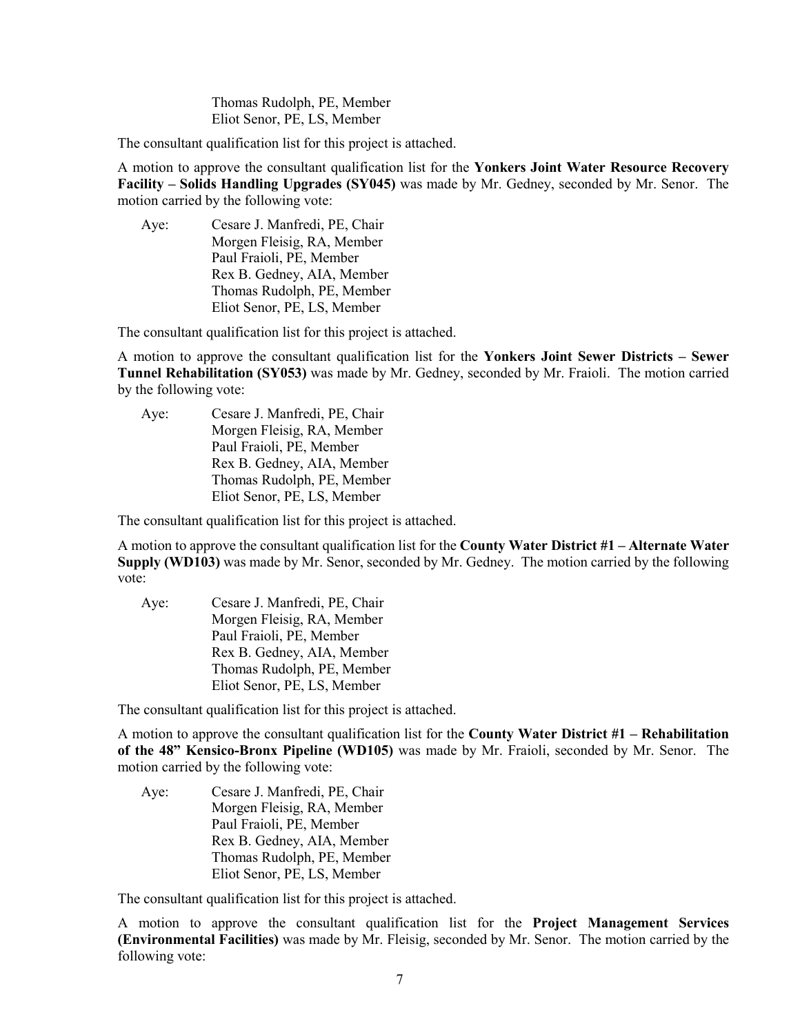Thomas Rudolph, PE, Member
Eliot Senor, PE, LS, Member

The consultant qualification list for this project is attached.

A motion to approve the consultant qualification list for the **Yonkers Joint Water Resource Recovery Facility – Solids Handling Upgrades (SY045)** was made by Mr. Gedney, seconded by Mr. Senor. The motion carried by the following vote:

Aye: Cesare J. Manfredi, PE, Chair
Morgen Fleisig, RA, Member
Paul Fraioli, PE, Member
Rex B. Gedney, AIA, Member
Thomas Rudolph, PE, Member
Eliot Senor, PE, LS, Member

The consultant qualification list for this project is attached.

A motion to approve the consultant qualification list for the **Yonkers Joint Sewer Districts – Sewer Tunnel Rehabilitation (SY053)** was made by Mr. Gedney, seconded by Mr. Fraioli. The motion carried by the following vote:

Aye: Cesare J. Manfredi, PE, Chair
Morgen Fleisig, RA, Member
Paul Fraioli, PE, Member
Rex B. Gedney, AIA, Member
Thomas Rudolph, PE, Member
Eliot Senor, PE, LS, Member

The consultant qualification list for this project is attached.

A motion to approve the consultant qualification list for the **County Water District #1 – Alternate Water Supply (WD103)** was made by Mr. Senor, seconded by Mr. Gedney. The motion carried by the following vote:

Aye: Cesare J. Manfredi, PE, Chair
Morgen Fleisig, RA, Member
Paul Fraioli, PE, Member
Rex B. Gedney, AIA, Member
Thomas Rudolph, PE, Member
Eliot Senor, PE, LS, Member

The consultant qualification list for this project is attached.

A motion to approve the consultant qualification list for the **County Water District #1 – Rehabilitation of the 48" Kensico-Bronx Pipeline (WD105)** was made by Mr. Fraioli, seconded by Mr. Senor. The motion carried by the following vote:

Aye: Cesare J. Manfredi, PE, Chair
Morgen Fleisig, RA, Member
Paul Fraioli, PE, Member
Rex B. Gedney, AIA, Member
Thomas Rudolph, PE, Member
Eliot Senor, PE, LS, Member

The consultant qualification list for this project is attached.

A motion to approve the consultant qualification list for the **Project Management Services (Environmental Facilities)** was made by Mr. Fleisig, seconded by Mr. Senor. The motion carried by the following vote: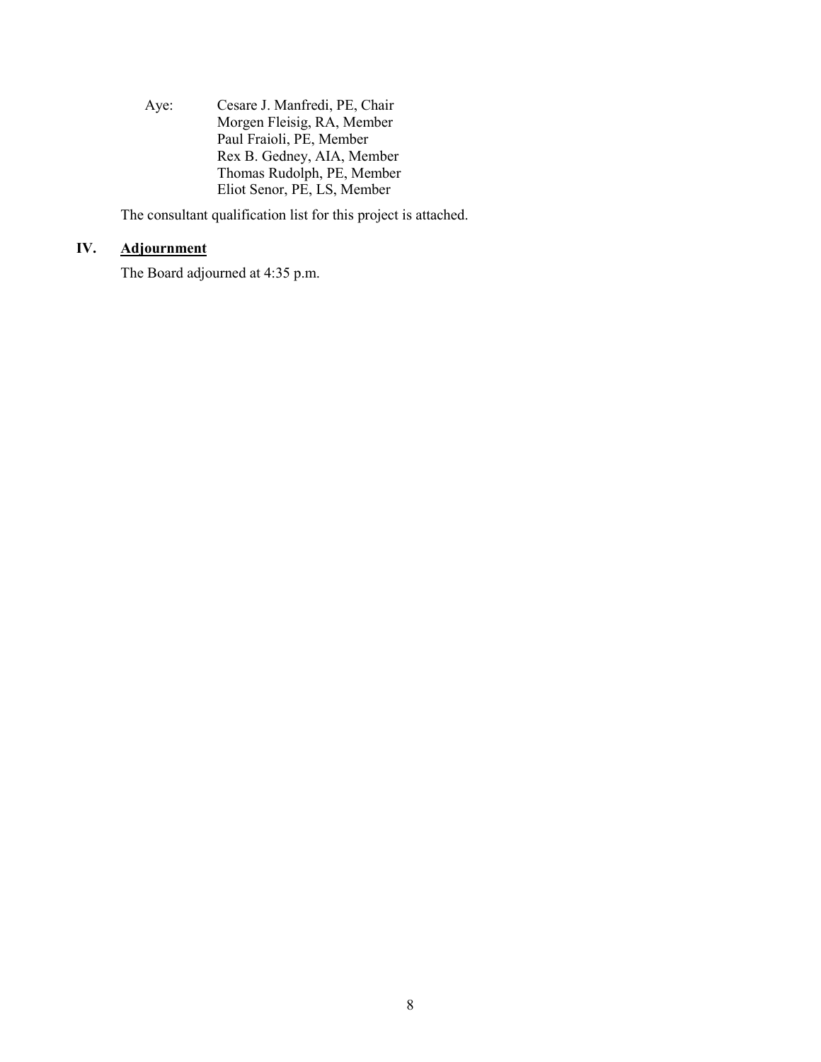Aye: Cesare J. Manfredi, PE, Chair
Morgen Fleisig, RA, Member
Paul Fraioli, PE, Member
Rex B. Gedney, AIA, Member
Thomas Rudolph, PE, Member
Eliot Senor, PE, LS, Member

The consultant qualification list for this project is attached.

## IV. Adjournment

The Board adjourned at 4:35 p.m.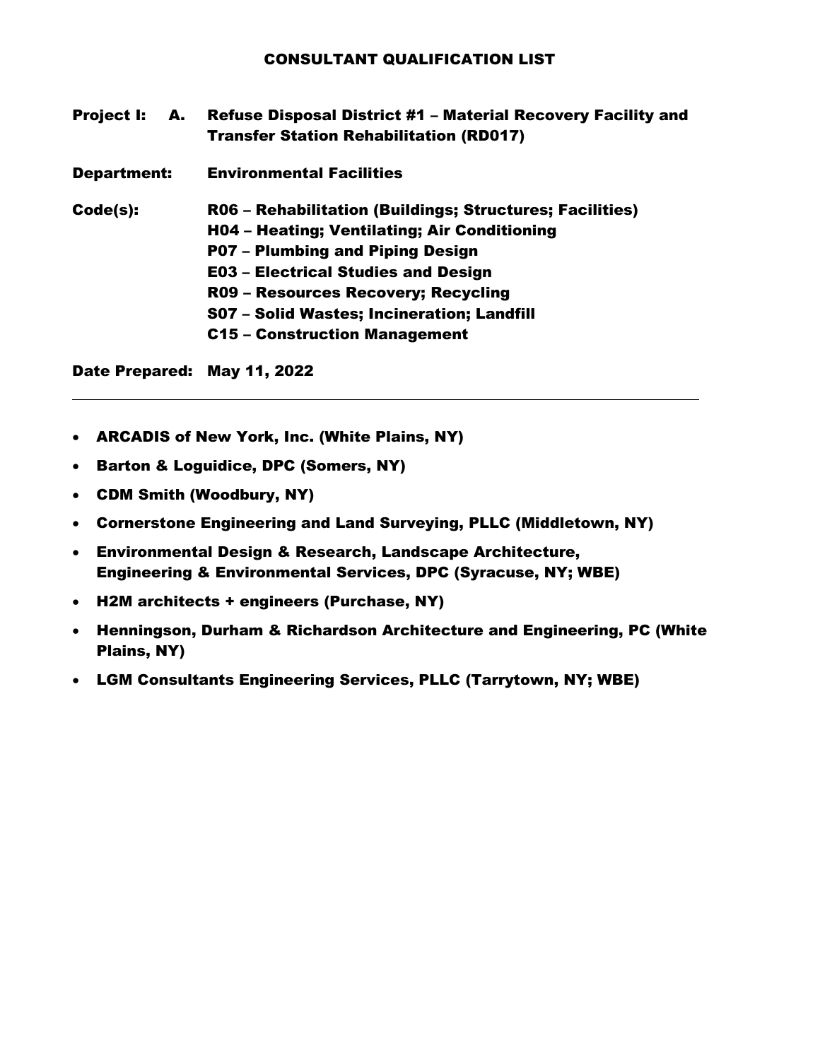# CONSULTANT QUALIFICATION LIST

**Project I: A.** **Refuse Disposal District #1 – Material Recovery Facility and Transfer Station Rehabilitation (RD017)**

**Department:** **Environmental Facilities**

**Code(s):**
**R06 – Rehabilitation (Buildings; Structures; Facilities)**
**H04 – Heating; Ventilating; Air Conditioning**
**P07 – Plumbing and Piping Design**
**E03 – Electrical Studies and Design**
**R09 – Resources Recovery; Recycling**
**S07 – Solid Wastes; Incineration; Landfill**
**C15 – Construction Management**

**Date Prepared:** **May 11, 2022**

---

- **ARCADIS of New York, Inc. (White Plains, NY)**
- **Barton & Loguidice, DPC (Somers, NY)**
- **CDM Smith (Woodbury, NY)**
- **Cornerstone Engineering and Land Surveying, PLLC (Middletown, NY)**
- **Environmental Design & Research, Landscape Architecture, Engineering & Environmental Services, DPC (Syracuse, NY; WBE)**
- **H2M architects + engineers (Purchase, NY)**
- **Henningson, Durham & Richardson Architecture and Engineering, PC (White Plains, NY)**
- **LGM Consultants Engineering Services, PLLC (Tarrytown, NY; WBE)**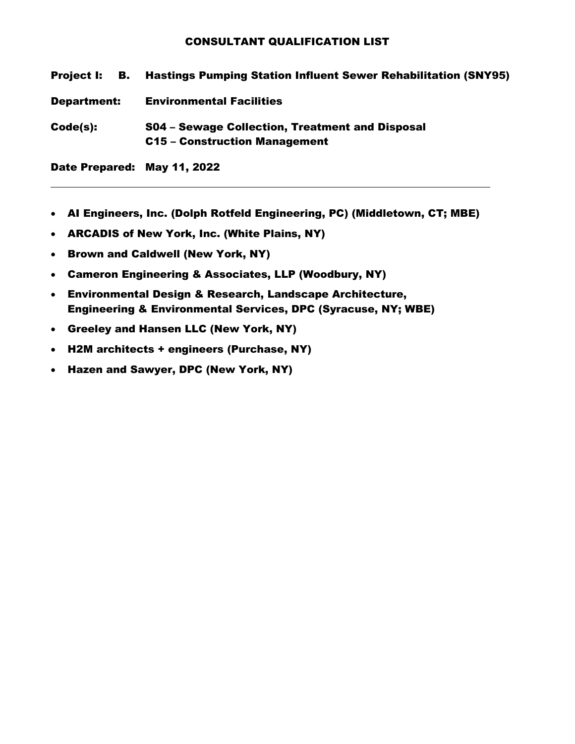# CONSULTANT QUALIFICATION LIST

**Project I: B. Hastings Pumping Station Influent Sewer Rehabilitation (SNY95)**

**Department:** Environmental Facilities

**Code(s):** S04 – Sewage Collection, Treatment and Disposal
C15 – Construction Management

**Date Prepared:** May 11, 2022

---

- AI Engineers, Inc. (Dolph Rotfeld Engineering, PC) (Middletown, CT; MBE)
- ARCADIS of New York, Inc. (White Plains, NY)
- Brown and Caldwell (New York, NY)
- Cameron Engineering & Associates, LLP (Woodbury, NY)
- Environmental Design & Research, Landscape Architecture, Engineering & Environmental Services, DPC (Syracuse, NY; WBE)
- Greeley and Hansen LLC (New York, NY)
- H2M architects + engineers (Purchase, NY)
- Hazen and Sawyer, DPC (New York, NY)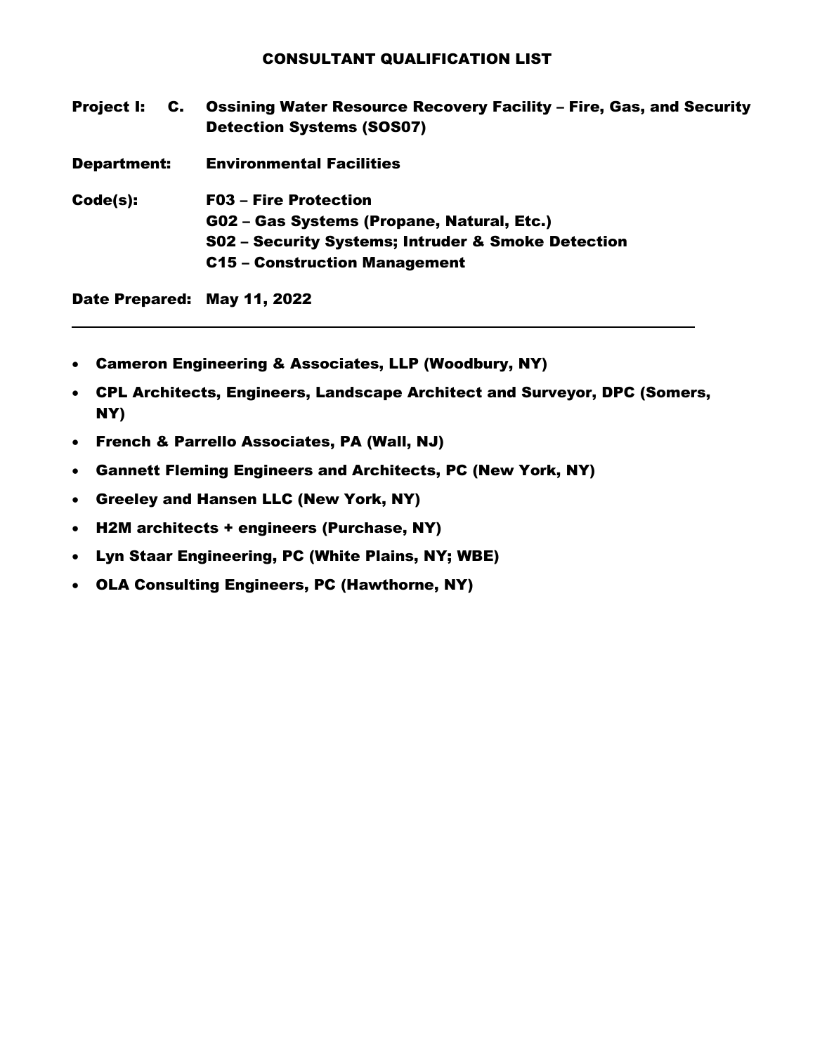# CONSULTANT QUALIFICATION LIST

**Project I: C. Ossining Water Resource Recovery Facility – Fire, Gas, and Security Detection Systems (SOS07)**

**Department:** Environmental Facilities

**Code(s):**
F03 – Fire Protection
G02 – Gas Systems (Propane, Natural, Etc.)
S02 – Security Systems; Intruder & Smoke Detection
C15 – Construction Management

**Date Prepared:** May 11, 2022

---

- Cameron Engineering & Associates, LLP (Woodbury, NY)
- CPL Architects, Engineers, Landscape Architect and Surveyor, DPC (Somers, NY)
- French & Parrello Associates, PA (Wall, NJ)
- Gannett Fleming Engineers and Architects, PC (New York, NY)
- Greeley and Hansen LLC (New York, NY)
- H2M architects + engineers (Purchase, NY)
- Lyn Staar Engineering, PC (White Plains, NY; WBE)
- OLA Consulting Engineers, PC (Hawthorne, NY)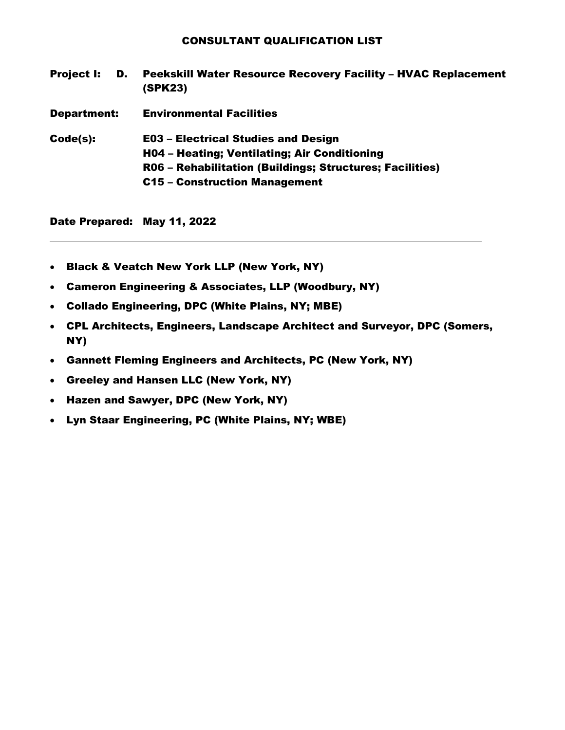# CONSULTANT QUALIFICATION LIST

**Project I: D. Peekskill Water Resource Recovery Facility – HVAC Replacement (SPK23)**

**Department: Environmental Facilities**

**Code(s):**
**E03 – Electrical Studies and Design**
**H04 – Heating; Ventilating; Air Conditioning**
**R06 – Rehabilitation (Buildings; Structures; Facilities)**
**C15 – Construction Management**

**Date Prepared: May 11, 2022**

---

- **Black & Veatch New York LLP (New York, NY)**
- **Cameron Engineering & Associates, LLP (Woodbury, NY)**
- **Collado Engineering, DPC (White Plains, NY; MBE)**
- **CPL Architects, Engineers, Landscape Architect and Surveyor, DPC (Somers, NY)**
- **Gannett Fleming Engineers and Architects, PC (New York, NY)**
- **Greeley and Hansen LLC (New York, NY)**
- **Hazen and Sawyer, DPC (New York, NY)**
- **Lyn Staar Engineering, PC (White Plains, NY; WBE)**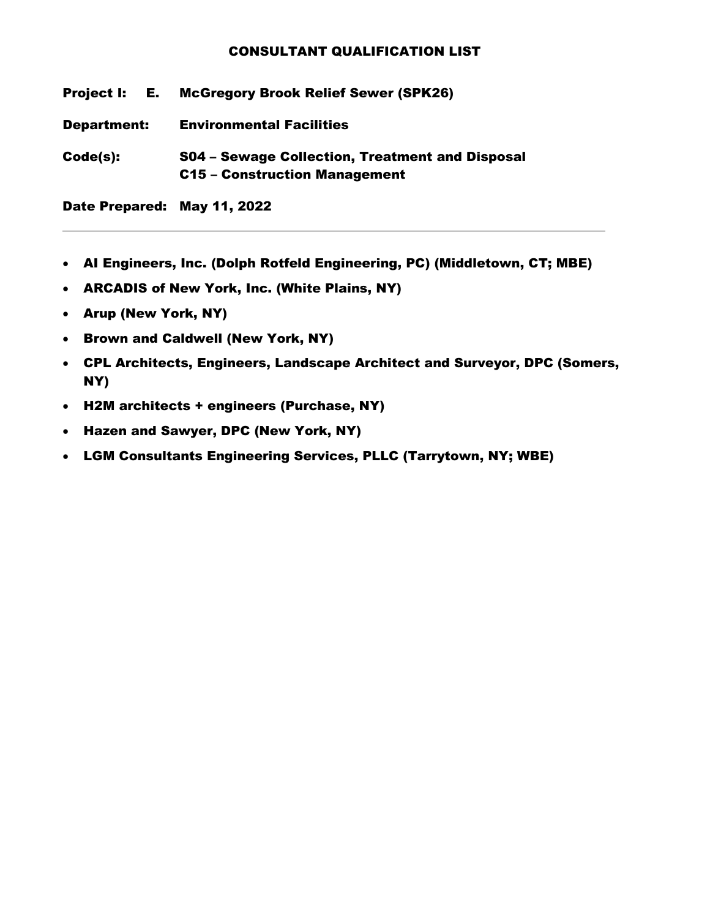# CONSULTANT QUALIFICATION LIST

**Project I: E. McGregory Brook Relief Sewer (SPK26)**

**Department: Environmental Facilities**

**Code(s): S04 – Sewage Collection, Treatment and Disposal**
**C15 – Construction Management**

**Date Prepared: May 11, 2022**

---

- **AI Engineers, Inc. (Dolph Rotfeld Engineering, PC) (Middletown, CT; MBE)**
- **ARCADIS of New York, Inc. (White Plains, NY)**
- **Arup (New York, NY)**
- **Brown and Caldwell (New York, NY)**
- **CPL Architects, Engineers, Landscape Architect and Surveyor, DPC (Somers, NY)**
- **H2M architects + engineers (Purchase, NY)**
- **Hazen and Sawyer, DPC (New York, NY)**
- **LGM Consultants Engineering Services, PLLC (Tarrytown, NY; WBE)**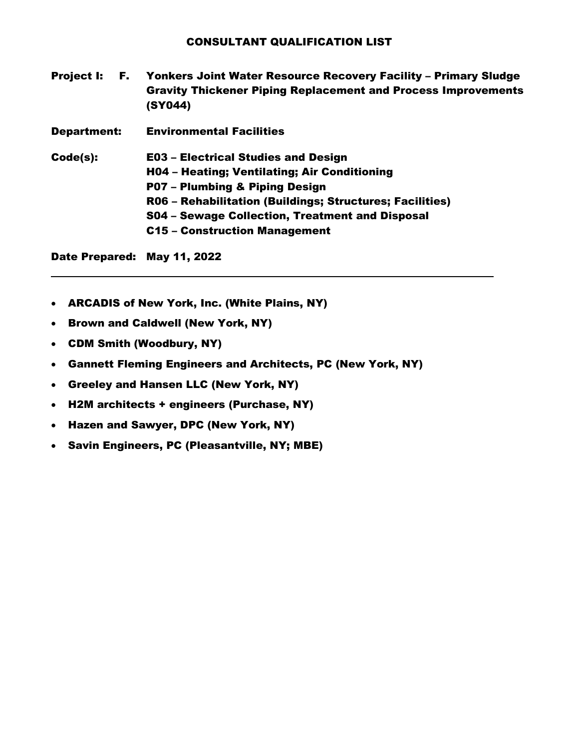# CONSULTANT QUALIFICATION LIST

**Project I: F. Yonkers Joint Water Resource Recovery Facility – Primary Sludge Gravity Thickener Piping Replacement and Process Improvements (SY044)**

**Department: Environmental Facilities**

**Code(s):**
**E03 – Electrical Studies and Design**
**H04 – Heating; Ventilating; Air Conditioning**
**P07 – Plumbing & Piping Design**
**R06 – Rehabilitation (Buildings; Structures; Facilities)**
**S04 – Sewage Collection, Treatment and Disposal**
**C15 – Construction Management**

**Date Prepared: May 11, 2022**

---

- **ARCADIS of New York, Inc. (White Plains, NY)**
- **Brown and Caldwell (New York, NY)**
- **CDM Smith (Woodbury, NY)**
- **Gannett Fleming Engineers and Architects, PC (New York, NY)**
- **Greeley and Hansen LLC (New York, NY)**
- **H2M architects + engineers (Purchase, NY)**
- **Hazen and Sawyer, DPC (New York, NY)**
- **Savin Engineers, PC (Pleasantville, NY; MBE)**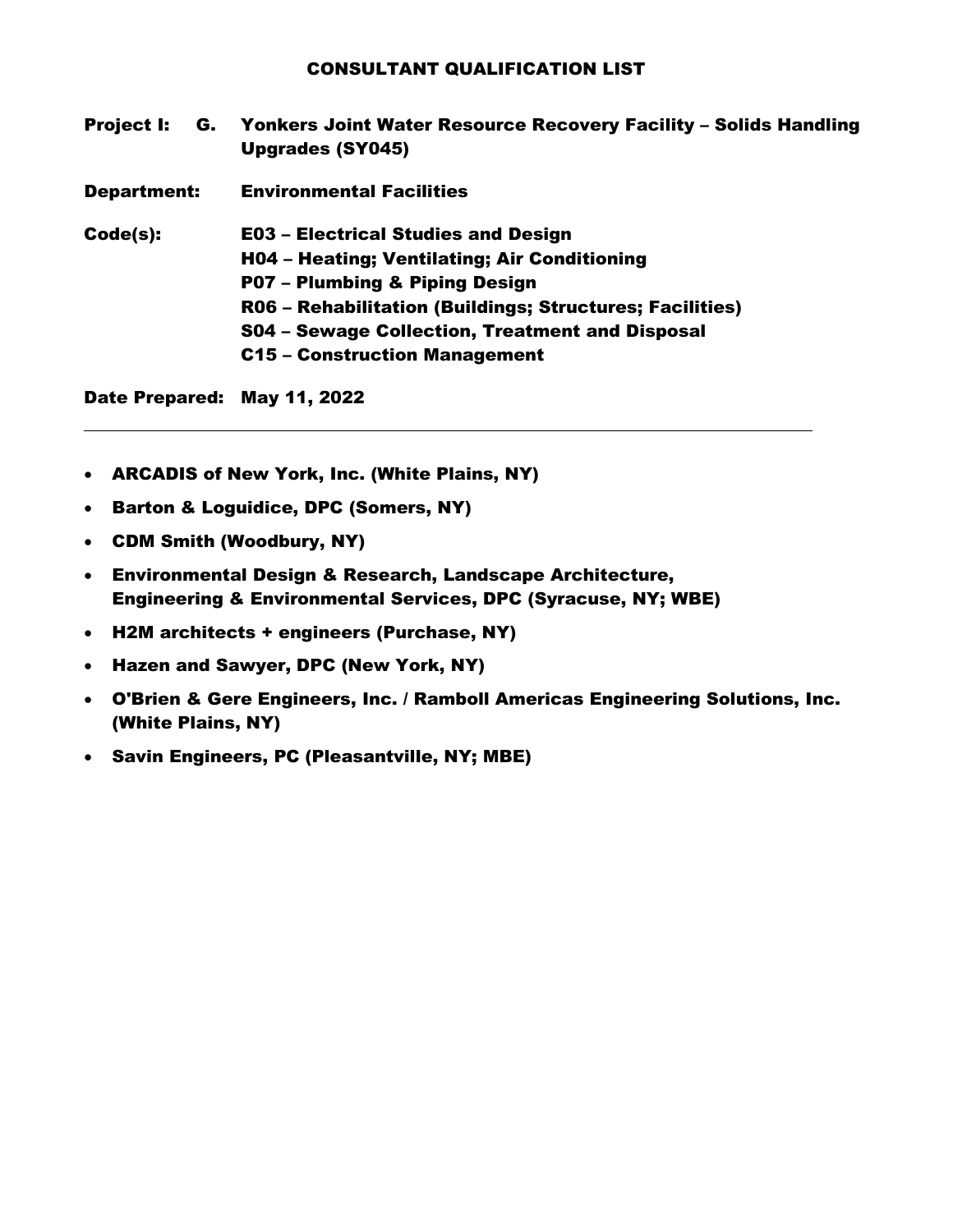# CONSULTANT QUALIFICATION LIST

**Project I:** **G.** **Yonkers Joint Water Resource Recovery Facility – Solids Handling Upgrades (SY045)**

**Department:** **Environmental Facilities**

**Code(s):** **E03 – Electrical Studies and Design**
**H04 – Heating; Ventilating; Air Conditioning**
**P07 – Plumbing & Piping Design**
**R06 – Rehabilitation (Buildings; Structures; Facilities)**
**S04 – Sewage Collection, Treatment and Disposal**
**C15 – Construction Management**

**Date Prepared:** **May 11, 2022**

---

- **ARCADIS of New York, Inc. (White Plains, NY)**
- **Barton & Loguidice, DPC (Somers, NY)**
- **CDM Smith (Woodbury, NY)**
- **Environmental Design & Research, Landscape Architecture, Engineering & Environmental Services, DPC (Syracuse, NY; WBE)**
- **H2M architects + engineers (Purchase, NY)**
- **Hazen and Sawyer, DPC (New York, NY)**
- **O'Brien & Gere Engineers, Inc. / Ramboll Americas Engineering Solutions, Inc. (White Plains, NY)**
- **Savin Engineers, PC (Pleasantville, NY; MBE)**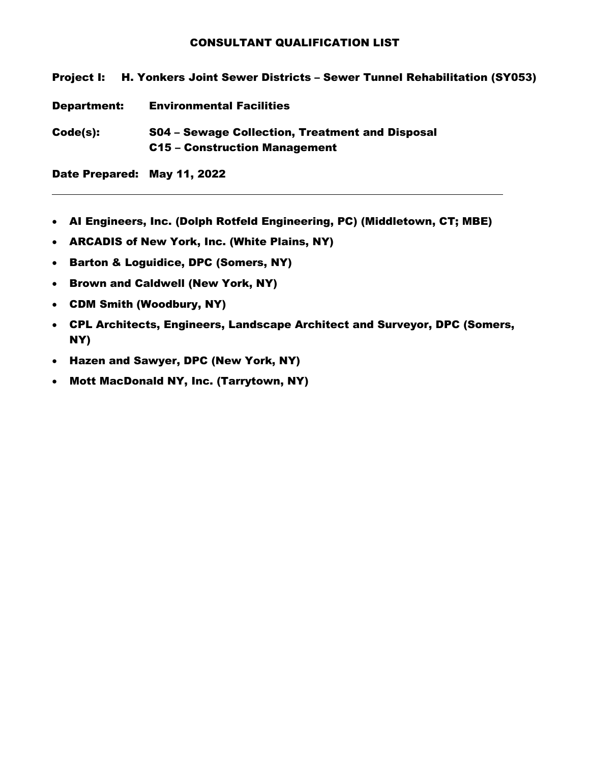## CONSULTANT QUALIFICATION LIST

**Project I:** **H. Yonkers Joint Sewer Districts – Sewer Tunnel Rehabilitation (SY053)**

**Department:** **Environmental Facilities**

**Code(s):** **S04 – Sewage Collection, Treatment and Disposal**
**C15 – Construction Management**

**Date Prepared:** **May 11, 2022**

---

- **AI Engineers, Inc. (Dolph Rotfeld Engineering, PC) (Middletown, CT; MBE)**
- **ARCADIS of New York, Inc. (White Plains, NY)**
- **Barton & Loguidice, DPC (Somers, NY)**
- **Brown and Caldwell (New York, NY)**
- **CDM Smith (Woodbury, NY)**
- **CPL Architects, Engineers, Landscape Architect and Surveyor, DPC (Somers, NY)**
- **Hazen and Sawyer, DPC (New York, NY)**
- **Mott MacDonald NY, Inc. (Tarrytown, NY)**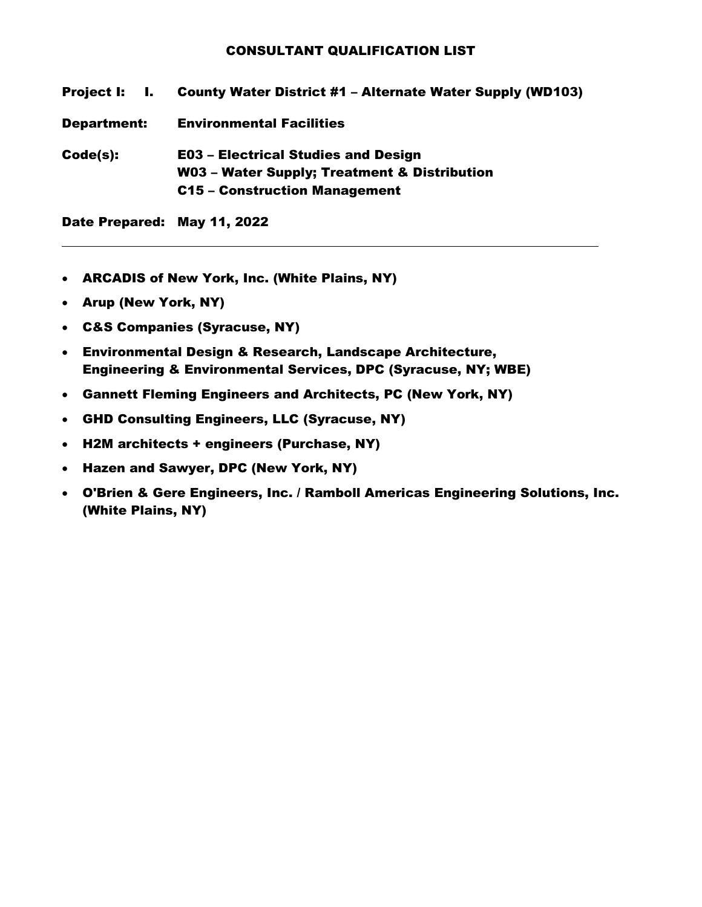# CONSULTANT QUALIFICATION LIST

**Project I: I. County Water District #1 – Alternate Water Supply (WD103)**

**Department: Environmental Facilities**

**Code(s): E03 – Electrical Studies and Design**
**W03 – Water Supply; Treatment & Distribution**
**C15 – Construction Management**

**Date Prepared: May 11, 2022**

---

- **ARCADIS of New York, Inc. (White Plains, NY)**
- **Arup (New York, NY)**
- **C&S Companies (Syracuse, NY)**
- **Environmental Design & Research, Landscape Architecture, Engineering & Environmental Services, DPC (Syracuse, NY; WBE)**
- **Gannett Fleming Engineers and Architects, PC (New York, NY)**
- **GHD Consulting Engineers, LLC (Syracuse, NY)**
- **H2M architects + engineers (Purchase, NY)**
- **Hazen and Sawyer, DPC (New York, NY)**
- **O'Brien & Gere Engineers, Inc. / Ramboll Americas Engineering Solutions, Inc. (White Plains, NY)**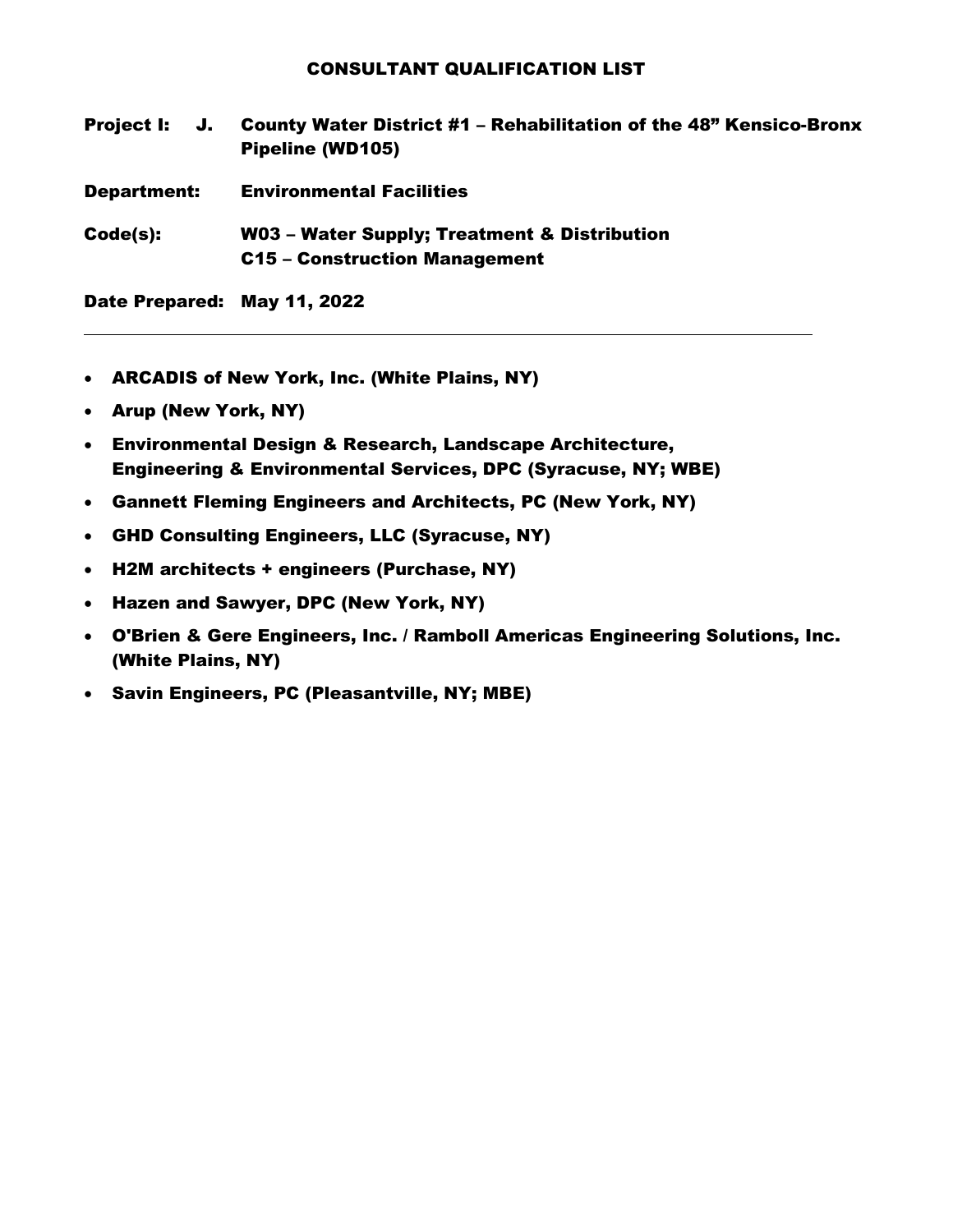## CONSULTANT QUALIFICATION LIST

**Project I: J.** **County Water District #1 – Rehabilitation of the 48" Kensico-Bronx Pipeline (WD105)**

**Department:** **Environmental Facilities**

**Code(s):** **W03 – Water Supply; Treatment & Distribution**
**C15 – Construction Management**

**Date Prepared:** **May 11, 2022**

---

- **ARCADIS of New York, Inc. (White Plains, NY)**
- **Arup (New York, NY)**
- **Environmental Design & Research, Landscape Architecture, Engineering & Environmental Services, DPC (Syracuse, NY; WBE)**
- **Gannett Fleming Engineers and Architects, PC (New York, NY)**
- **GHD Consulting Engineers, LLC (Syracuse, NY)**
- **H2M architects + engineers (Purchase, NY)**
- **Hazen and Sawyer, DPC (New York, NY)**
- **O'Brien & Gere Engineers, Inc. / Ramboll Americas Engineering Solutions, Inc. (White Plains, NY)**
- **Savin Engineers, PC (Pleasantville, NY; MBE)**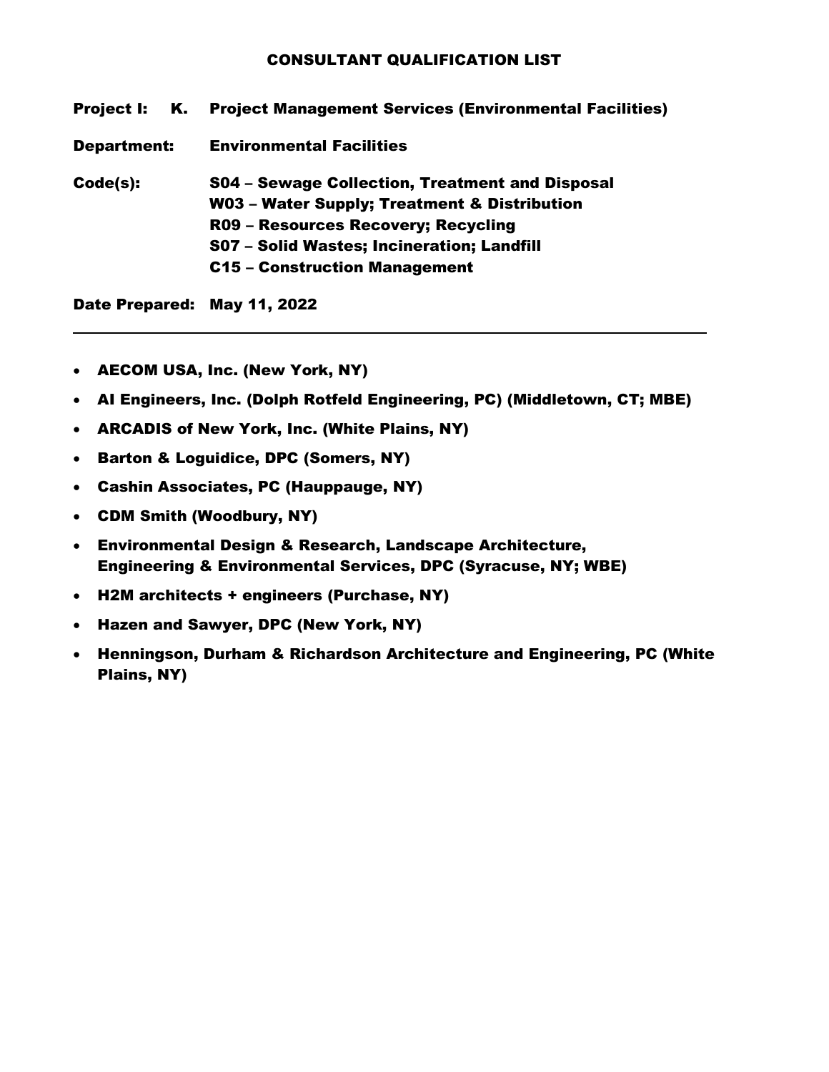## CONSULTANT QUALIFICATION LIST

**Project I:** **K. Project Management Services (Environmental Facilities)**

**Department:** **Environmental Facilities**

**Code(s):** **S04 – Sewage Collection, Treatment and Disposal**
**W03 – Water Supply; Treatment & Distribution**
**R09 – Resources Recovery; Recycling**
**S07 – Solid Wastes; Incineration; Landfill**
**C15 – Construction Management**

**Date Prepared:** **May 11, 2022**

---

- **AECOM USA, Inc. (New York, NY)**
- **AI Engineers, Inc. (Dolph Rotfeld Engineering, PC) (Middletown, CT; MBE)**
- **ARCADIS of New York, Inc. (White Plains, NY)**
- **Barton & Loguidice, DPC (Somers, NY)**
- **Cashin Associates, PC (Hauppauge, NY)**
- **CDM Smith (Woodbury, NY)**
- **Environmental Design & Research, Landscape Architecture, Engineering & Environmental Services, DPC (Syracuse, NY; WBE)**
- **H2M architects + engineers (Purchase, NY)**
- **Hazen and Sawyer, DPC (New York, NY)**
- **Henningson, Durham & Richardson Architecture and Engineering, PC (White Plains, NY)**